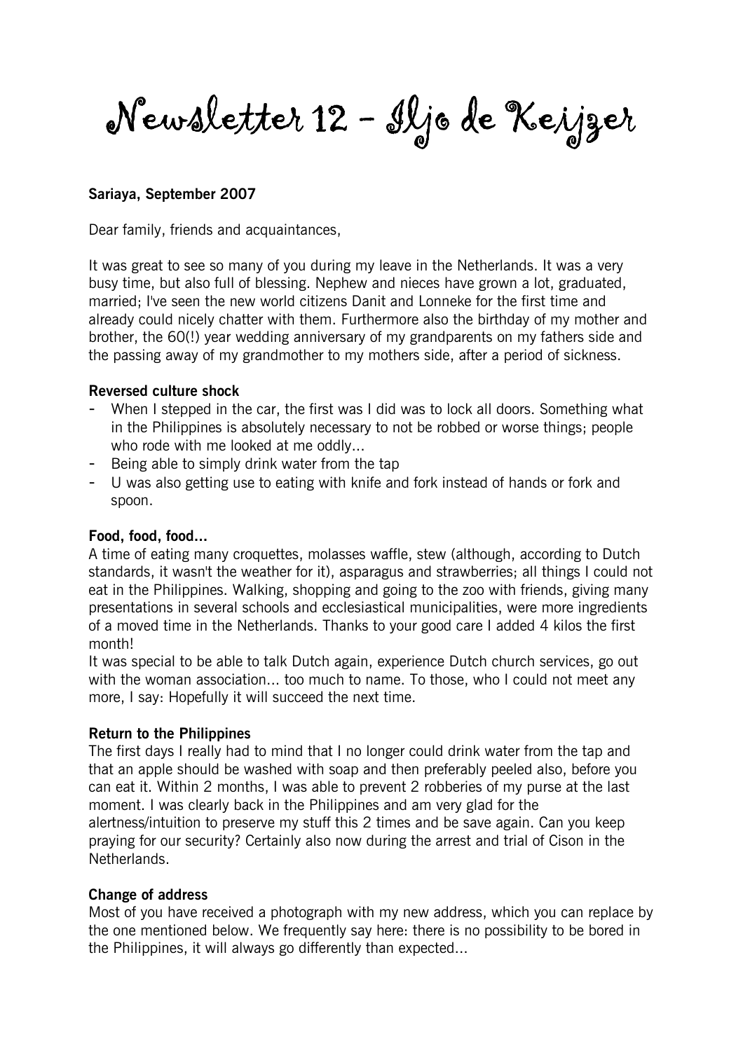# Newsletter 12 - Iljo de Keijzer

**Sariaya, September 2007**

Dear family, friends and acquaintances,

It was great to see so many of you during my leave in the Netherlands. It was a very busy time, but also full of blessing. Nephew and nieces have grown a lot, graduated, married; I've seen the new world citizens Danit and Lonneke for the first time and already could nicely chatter with them. Furthermore also the birthday of my mother and brother, the 60(!) year wedding anniversary of my grandparents on my fathers side and the passing away of my grandmother to my mothers side, after a period of sickness.

**Reversed culture shock**

- When I stepped in the car, the first was I did was to lock all doors. Something what in the Philippines is absolutely necessary to not be robbed or worse things; people who rode with me looked at me oddly...
- Being able to simply drink water from the tap
- U was also getting use to eating with knife and fork instead of hands or fork and spoon.

**Food, food, food...**

A time of eating many croquettes, molasses waffle, stew (although, according to Dutch standards, it wasn't the weather for it), asparagus and strawberries; all things I could not eat in the Philippines. Walking, shopping and going to the zoo with friends, giving many presentations in several schools and ecclesiastical municipalities, were more ingredients of a moved time in the Netherlands. Thanks to your good care I added 4 kilos the first month!

It was special to be able to talk Dutch again, experience Dutch church services, go out with the woman association... too much to name. To those, who I could not meet any more, I say: Hopefully it will succeed the next time.

**Return to the Philippines**

The first days I really had to mind that I no longer could drink water from the tap and that an apple should be washed with soap and then preferably peeled also, before you can eat it. Within 2 months, I was able to prevent 2 robberies of my purse at the last moment. I was clearly back in the Philippines and am very glad for the alertness/intuition to preserve my stuff this 2 times and be save again. Can you keep praying for our security? Certainly also now during the arrest and trial of Cison in the Netherlands.

**Change of address**

Most of you have received a photograph with my new address, which you can replace by the one mentioned below. We frequently say here: there is no possibility to be bored in the Philippines, it will always go differently than expected...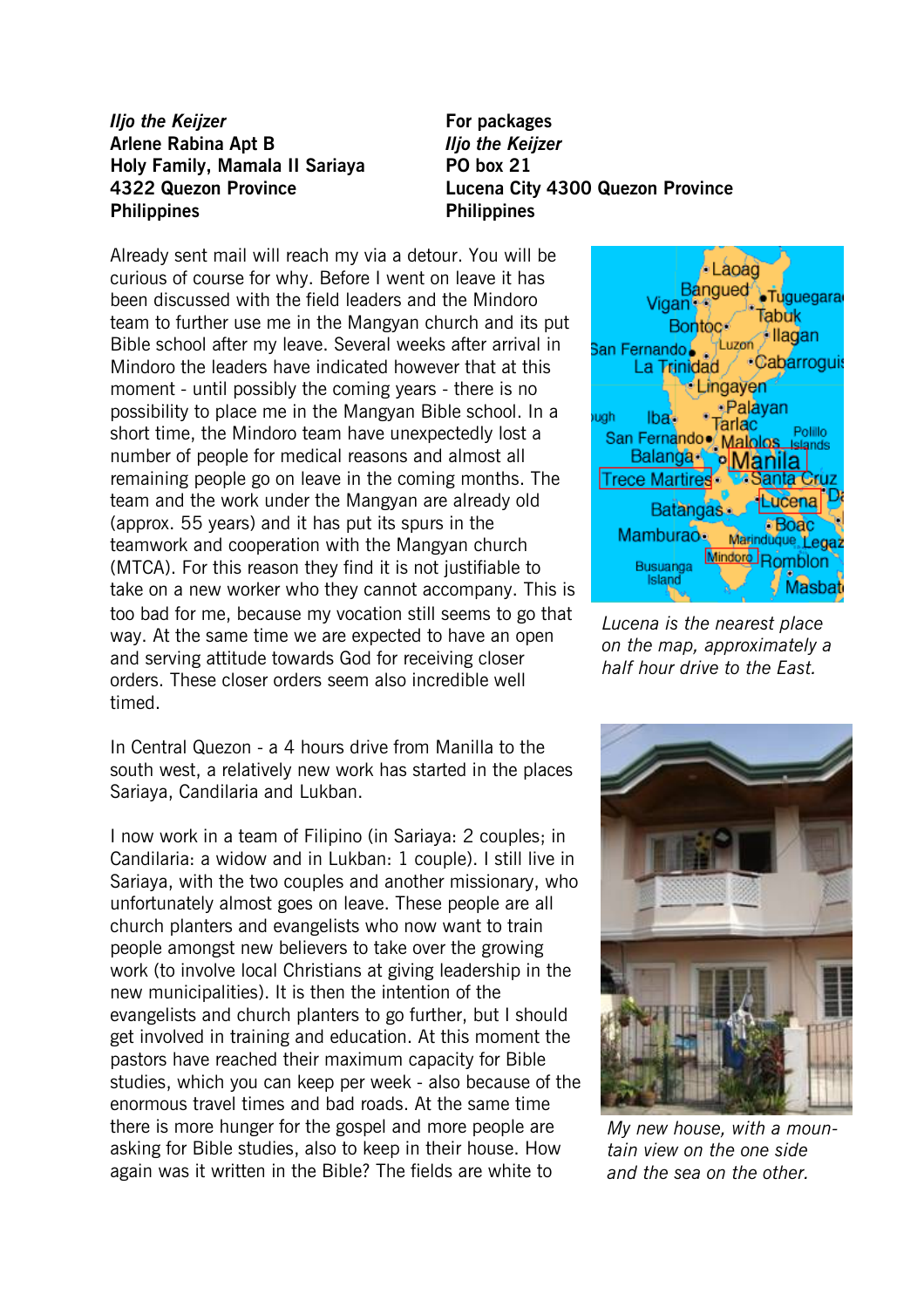***Iljo the Keijzer***
**Arlene Rabina Apt B**
**Holy Family, Mamala II Sariaya**
**4322 Quezon Province**
**Philippines**

**For packages**
***Iljo the Keijzer***
**PO box 21**
**Lucena City 4300 Quezon Province**
**Philippines**

Already sent mail will reach my via a detour. You will be curious of course for why. Before I went on leave it has been discussed with the field leaders and the Mindoro team to further use me in the Mangyan church and its put Bible school after my leave. Several weeks after arrival in Mindoro the leaders have indicated however that at this moment - until possibly the coming years - there is no possibility to place me in the Mangyan Bible school. In a short time, the Mindoro team have unexpectedly lost a number of people for medical reasons and almost all remaining people go on leave in the coming months. The team and the work under the Mangyan are already old (approx. 55 years) and it has put its spurs in the teamwork and cooperation with the Mangyan church (MTCA). For this reason they find it is not justifiable to take on a new worker who they cannot accompany. This is too bad for me, because my vocation still seems to go that way. At the same time we are expected to have an open and serving attitude towards God for receiving closer orders. These closer orders seem also incredible well timed.

*Lucena is the nearest place on the map, approximately a half hour drive to the East.*

In Central Quezon - a 4 hours drive from Manilla to the south west, a relatively new work has started in the places Sariaya, Candilaria and Lukban.

I now work in a team of Filipino (in Sariaya: 2 couples; in Candilaria: a widow and in Lukban: 1 couple). I still live in Sariaya, with the two couples and another missionary, who unfortunately almost goes on leave. These people are all church planters and evangelists who now want to train people amongst new believers to take over the growing work (to involve local Christians at giving leadership in the new municipalities). It is then the intention of the evangelists and church planters to go further, but I should get involved in training and education. At this moment the pastors have reached their maximum capacity for Bible studies, which you can keep per week - also because of the enormous travel times and bad roads. At the same time there is more hunger for the gospel and more people are asking for Bible studies, also to keep in their house. How again was it written in the Bible? The fields are white to

*My new house, with a mountain view on the one side and the sea on the other.*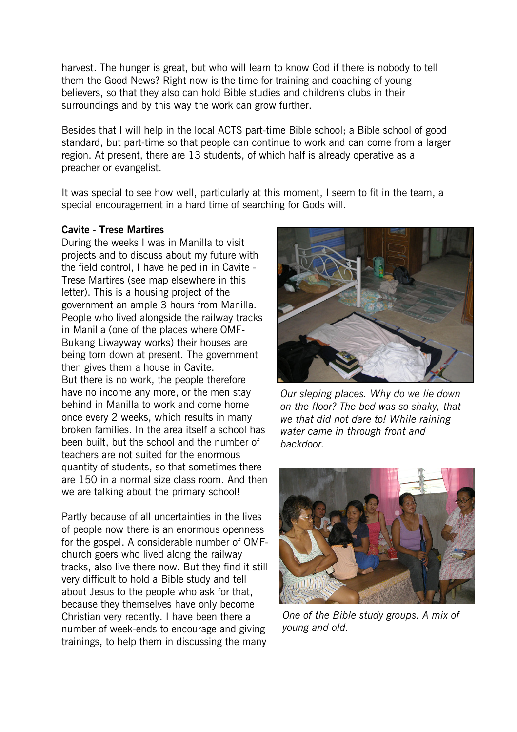harvest. The hunger is great, but who will learn to know God if there is nobody to tell them the Good News? Right now is the time for training and coaching of young believers, so that they also can hold Bible studies and children's clubs in their surroundings and by this way the work can grow further.

Besides that I will help in the local ACTS part-time Bible school; a Bible school of good standard, but part-time so that people can continue to work and can come from a larger region. At present, there are 13 students, of which half is already operative as a preacher or evangelist.

It was special to see how well, particularly at this moment, I seem to fit in the team, a special encouragement in a hard time of searching for Gods will.

**Cavite - Trese Martires**

During the weeks I was in Manilla to visit projects and to discuss about my future with the field control, I have helped in in Cavite - Trese Martires (see map elsewhere in this letter). This is a housing project of the government an ample 3 hours from Manilla. People who lived alongside the railway tracks in Manilla (one of the places where OMF-Bukang Liwayway works) their houses are being torn down at present. The government then gives them a house in Cavite.
But there is no work, the people therefore have no income any more, or the men stay behind in Manilla to work and come home once every 2 weeks, which results in many broken families. In the area itself a school has been built, but the school and the number of teachers are not suited for the enormous quantity of students, so that sometimes there are 150 in a normal size class room. And then we are talking about the primary school!

Partly because of all uncertainties in the lives of people now there is an enormous openness for the gospel. A considerable number of OMF-church goers who lived along the railway tracks, also live there now. But they find it still very difficult to hold a Bible study and tell about Jesus to the people who ask for that, because they themselves have only become Christian very recently. I have been there a number of week-ends to encourage and giving trainings, to help them in discussing the many

*Our sleping places. Why do we lie down on the floor? The bed was so shaky, that we that did not dare to! While raining water came in through front and backdoor.*

*One of the Bible study groups. A mix of young and old.*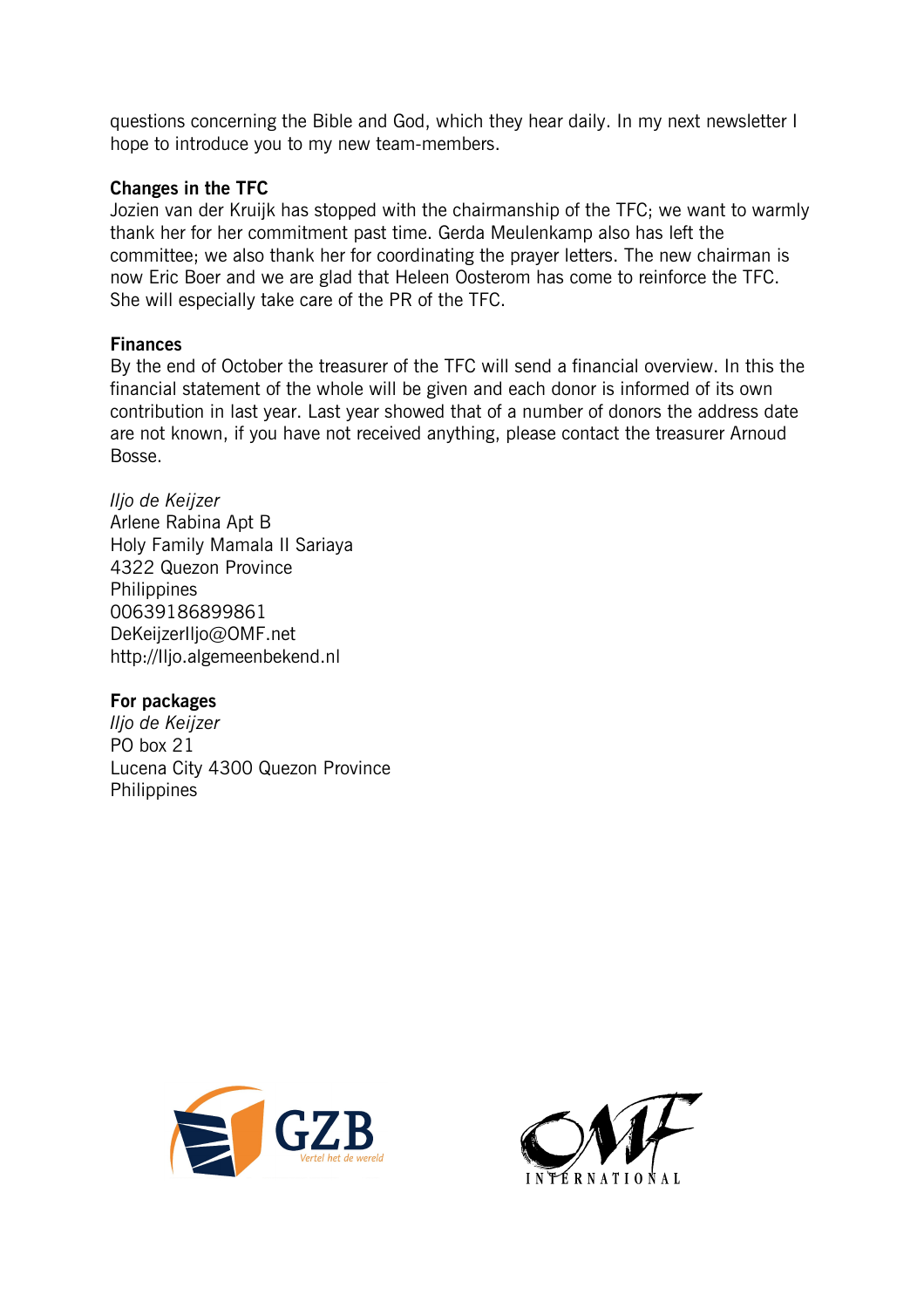questions concerning the Bible and God, which they hear daily. In my next newsletter I hope to introduce you to my new team-members.

**Changes in the TFC**

Jozien van der Kruijk has stopped with the chairmanship of the TFC; we want to warmly thank her for her commitment past time. Gerda Meulenkamp also has left the committee; we also thank her for coordinating the prayer letters. The new chairman is now Eric Boer and we are glad that Heleen Oosterom has come to reinforce the TFC. She will especially take care of the PR of the TFC.

**Finances**

By the end of October the treasurer of the TFC will send a financial overview. In this the financial statement of the whole will be given and each donor is informed of its own contribution in last year. Last year showed that of a number of donors the address date are not known, if you have not received anything, please contact the treasurer Arnoud Bosse.

*Iljo de Keijzer*
Arlene Rabina Apt B
Holy Family Mamala II Sariaya
4322 Quezon Province
Philippines
00639186899861
DeKeijzerIljo@OMF.net
http://Iljo.algemeenbekend.nl

**For packages**

*Iljo de Keijzer*
PO box 21
Lucena City 4300 Quezon Province
Philippines

GZB
Vertel het de wereld

OMF
INTERNATIONAL